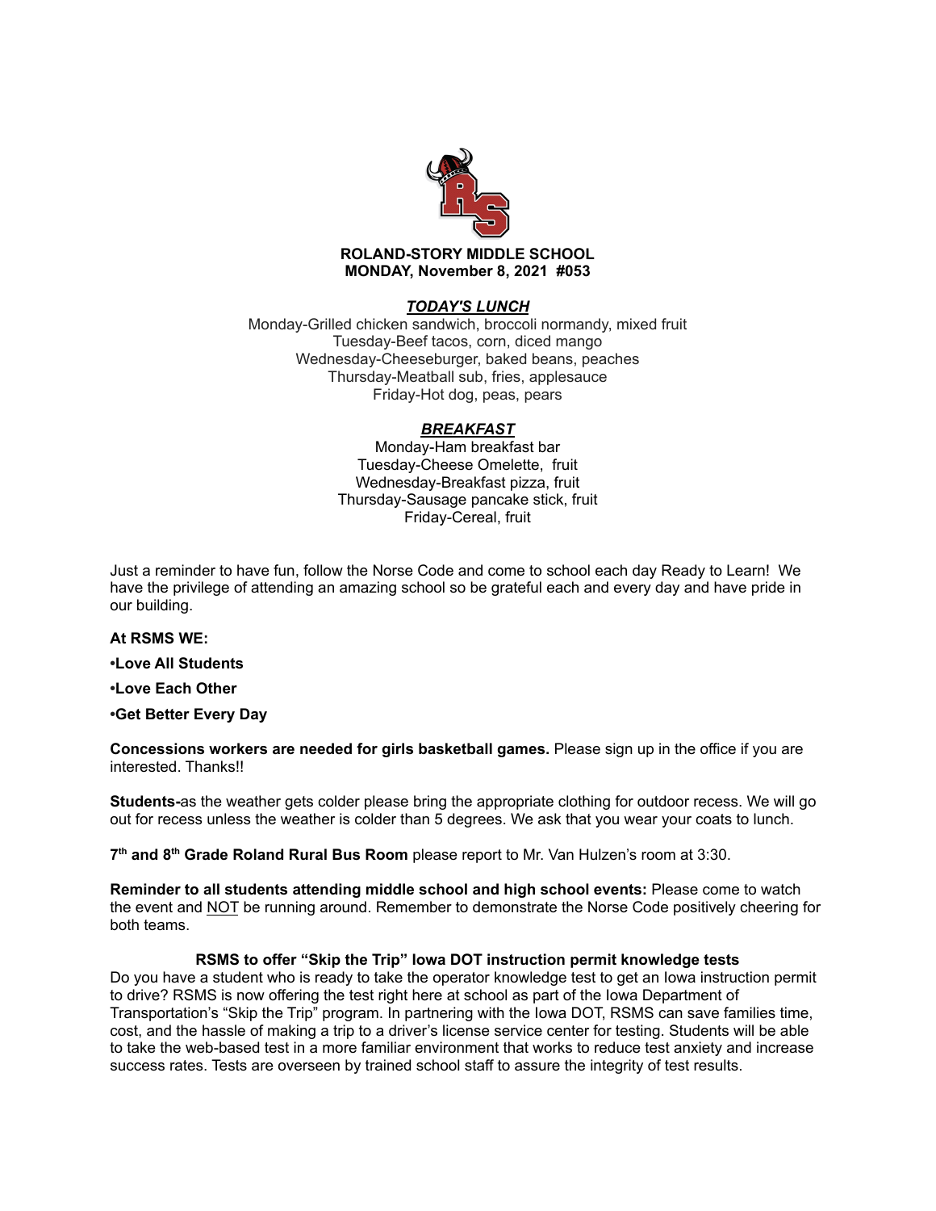**ROLAND-STORY MIDDLE SCHOOL**
**MONDAY, November 8, 2021 #053**

***TODAY'S LUNCH***

Monday-Grilled chicken sandwich, broccoli normandy, mixed fruit
Tuesday-Beef tacos, corn, diced mango
Wednesday-Cheeseburger, baked beans, peaches
Thursday-Meatball sub, fries, applesauce
Friday-Hot dog, peas, pears

***BREAKFAST***

Monday-Ham breakfast bar
Tuesday-Cheese Omelette, fruit
Wednesday-Breakfast pizza, fruit
Thursday-Sausage pancake stick, fruit
Friday-Cereal, fruit

Just a reminder to have fun, follow the Norse Code and come to school each day Ready to Learn! We have the privilege of attending an amazing school so be grateful each and every day and have pride in our building.

**At RSMS WE:**

**•Love All Students**

**•Love Each Other**

**•Get Better Every Day**

**Concessions workers are needed for girls basketball games.** Please sign up in the office if you are interested. Thanks!!

**Students-**as the weather gets colder please bring the appropriate clothing for outdoor recess. We will go out for recess unless the weather is colder than 5 degrees. We ask that you wear your coats to lunch.

**7th and 8th Grade Roland Rural Bus Room** please report to Mr. Van Hulzen's room at 3:30.

**Reminder to all students attending middle school and high school events:** Please come to watch the event and NOT be running around. Remember to demonstrate the Norse Code positively cheering for both teams.

**RSMS to offer "Skip the Trip" Iowa DOT instruction permit knowledge tests**

Do you have a student who is ready to take the operator knowledge test to get an Iowa instruction permit to drive? RSMS is now offering the test right here at school as part of the Iowa Department of Transportation's "Skip the Trip" program. In partnering with the Iowa DOT, RSMS can save families time, cost, and the hassle of making a trip to a driver's license service center for testing. Students will be able to take the web-based test in a more familiar environment that works to reduce test anxiety and increase success rates. Tests are overseen by trained school staff to assure the integrity of test results.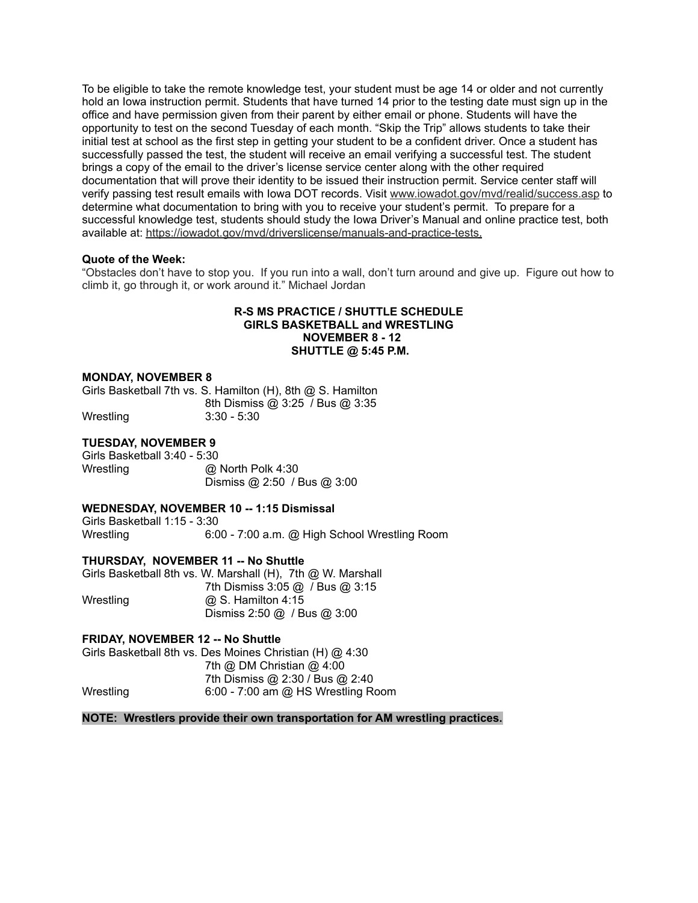To be eligible to take the remote knowledge test, your student must be age 14 or older and not currently hold an Iowa instruction permit. Students that have turned 14 prior to the testing date must sign up in the office and have permission given from their parent by either email or phone. Students will have the opportunity to test on the second Tuesday of each month. "Skip the Trip" allows students to take their initial test at school as the first step in getting your student to be a confident driver. Once a student has successfully passed the test, the student will receive an email verifying a successful test. The student brings a copy of the email to the driver's license service center along with the other required documentation that will prove their identity to be issued their instruction permit. Service center staff will verify passing test result emails with Iowa DOT records. Visit www.iowadot.gov/mvd/realid/success.asp to determine what documentation to bring with you to receive your student's permit. To prepare for a successful knowledge test, students should study the Iowa Driver's Manual and online practice test, both available at: https://iowadot.gov/mvd/driverslicense/manuals-and-practice-tests.

**Quote of the Week:**

"Obstacles don't have to stop you. If you run into a wall, don't turn around and give up. Figure out how to climb it, go through it, or work around it." Michael Jordan

**R-S MS PRACTICE / SHUTTLE SCHEDULE**
**GIRLS BASKETBALL and WRESTLING**
**NOVEMBER 8 - 12**
**SHUTTLE @ 5:45 P.M.**

**MONDAY, NOVEMBER 8**

Girls Basketball 7th vs. S. Hamilton (H), 8th @ S. Hamilton
8th Dismiss @ 3:25 / Bus @ 3:35
Wrestling 3:30 - 5:30

**TUESDAY, NOVEMBER 9**

Girls Basketball 3:40 - 5:30
Wrestling @ North Polk 4:30
Dismiss @ 2:50 / Bus @ 3:00

**WEDNESDAY, NOVEMBER 10 -- 1:15 Dismissal**

Girls Basketball 1:15 - 3:30
Wrestling 6:00 - 7:00 a.m. @ High School Wrestling Room

**THURSDAY, NOVEMBER 11 -- No Shuttle**

Girls Basketball 8th vs. W. Marshall (H), 7th @ W. Marshall
7th Dismiss 3:05 @ / Bus @ 3:15
Wrestling @ S. Hamilton 4:15
Dismiss 2:50 @ / Bus @ 3:00

**FRIDAY, NOVEMBER 12 -- No Shuttle**

Girls Basketball 8th vs. Des Moines Christian (H) @ 4:30
7th @ DM Christian @ 4:00
7th Dismiss @ 2:30 / Bus @ 2:40
Wrestling 6:00 - 7:00 am @ HS Wrestling Room

**NOTE: Wrestlers provide their own transportation for AM wrestling practices.**